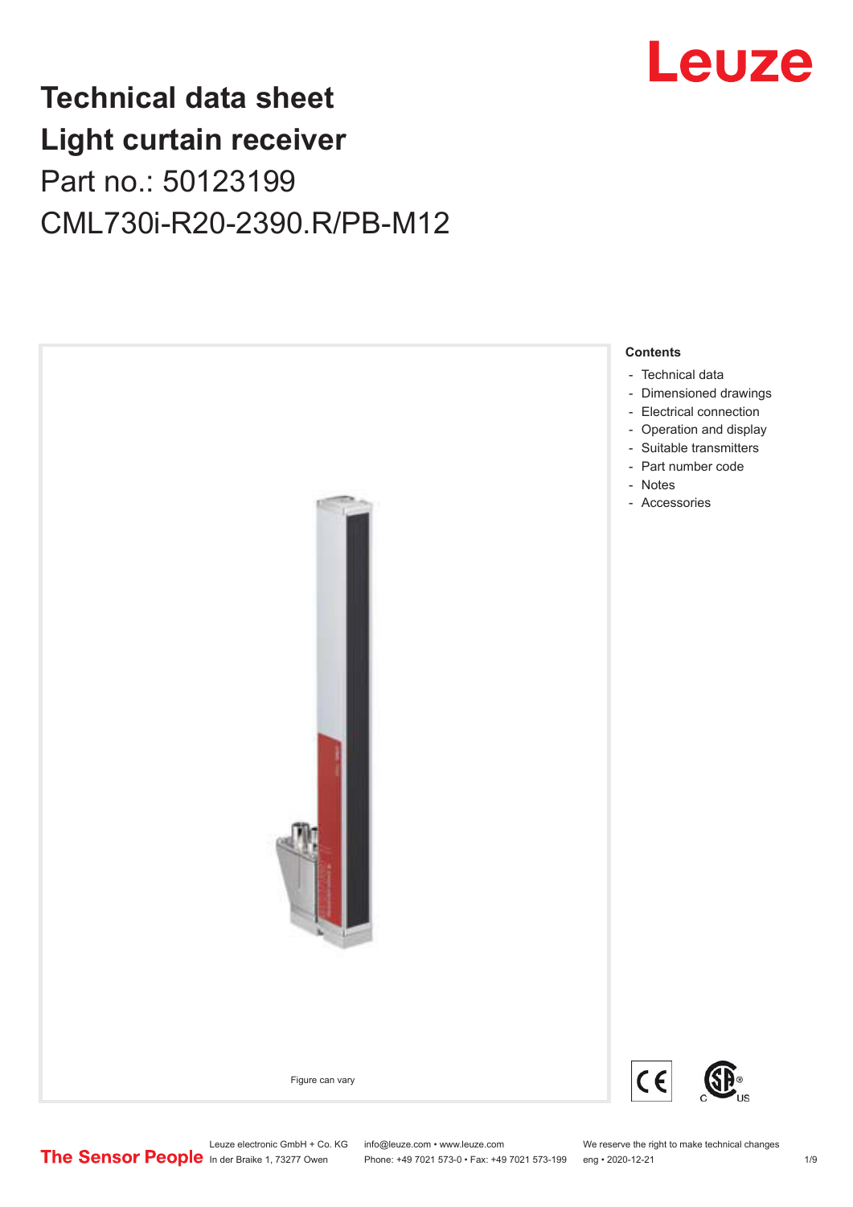# Technical data sheet
# Light curtain receiver

Part no.: 50123199

CML730i-R20-2390.R/PB-M12

Figure can vary

**Contents**

- Technical data
- Dimensioned drawings
- Electrical connection
- Operation and display
- Suitable transmitters
- Part number code
- Notes
- Accessories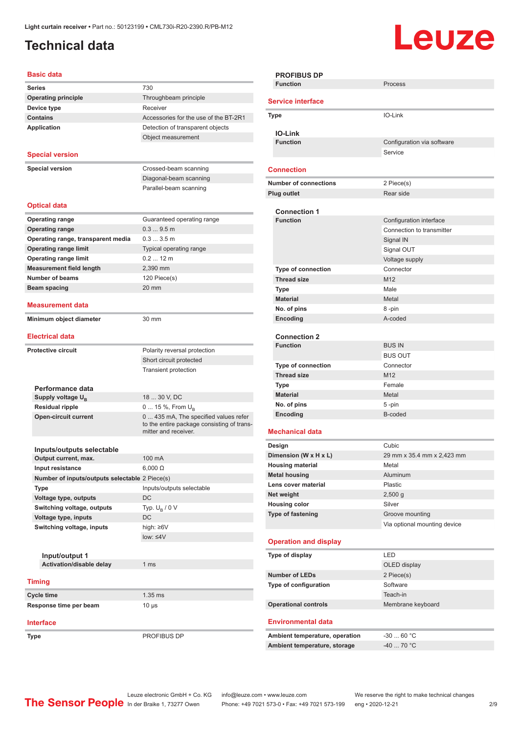# Technical data

## Basic data

| | |
|---|---|
| **Series** | 730 |
| **Operating principle** | Throughbeam principle |
| **Device type** | Receiver |
| **Contains** | Accessories for the use of the BT-2R1 |
| **Application** | Detection of transparent objects |
| | Object measurement |

## Special version

| | |
|---|---|
| **Special version** | Crossed-beam scanning |
| | Diagonal-beam scanning |
| | Parallel-beam scanning |

## Optical data

| | |
|---|---|
| **Operating range** | Guaranteed operating range |
| **Operating range** | 0.3 ... 9.5 m |
| **Operating range, transparent media** | 0.3 ... 3.5 m |
| **Operating range limit** | Typical operating range |
| **Operating range limit** | 0.2 ... 12 m |
| **Measurement field length** | 2,390 mm |
| **Number of beams** | 120 Piece(s) |
| **Beam spacing** | 20 mm |

## Measurement data

| | |
|---|---|
| **Minimum object diameter** | 30 mm |

## Electrical data

| | |
|---|---|
| **Protective circuit** | Polarity reversal protection |
| | Short circuit protected |
| | Transient protection |

### Performance data

| | |
|---|---|
| **Supply voltage $U_B$** | 18 ... 30 V, DC |
| **Residual ripple** | 0 ... 15 %, From $U_B$ |
| **Open-circuit current** | 0 ... 435 mA, The specified values refer to the entire package consisting of transmitter and receiver. |

### Inputs/outputs selectable

| | |
|---|---|
| **Output current, max.** | 100 mA |
| **Input resistance** | 6,000 Ω |
| **Number of inputs/outputs selectable** | 2 Piece(s) |
| **Type** | Inputs/outputs selectable |
| **Voltage type, outputs** | DC |
| **Switching voltage, outputs** | Typ. $U_B$ / 0 V |
| **Voltage type, inputs** | DC |
| **Switching voltage, inputs** | high: ≥6V |
| | low: ≤4V |

#### Input/output 1

| | |
|---|---|
| **Activation/disable delay** | 1 ms |

## Timing

| | |
|---|---|
| **Cycle time** | 1.35 ms |
| **Response time per beam** | 10 µs |

## Interface

| | |
|---|---|
| **Type** | PROFIBUS DP |

### PROFIBUS DP

| | |
|---|---|
| **Function** | Process |

## Service interface

| | |
|---|---|
| **Type** | IO-Link |

### IO-Link

| | |
|---|---|
| **Function** | Configuration via software |
| | Service |

## Connection

| | |
|---|---|
| **Number of connections** | 2 Piece(s) |
| **Plug outlet** | Rear side |

### Connection 1

| | |
|---|---|
| **Function** | Configuration interface |
| | Connection to transmitter |
| | Signal IN |
| | Signal OUT |
| | Voltage supply |
| **Type of connection** | Connector |
| **Thread size** | M12 |
| **Type** | Male |
| **Material** | Metal |
| **No. of pins** | 8 -pin |
| **Encoding** | A-coded |

### Connection 2

| | |
|---|---|
| **Function** | BUS IN |
| | BUS OUT |
| **Type of connection** | Connector |
| **Thread size** | M12 |
| **Type** | Female |
| **Material** | Metal |
| **No. of pins** | 5 -pin |
| **Encoding** | B-coded |

## Mechanical data

| | |
|---|---|
| **Design** | Cubic |
| **Dimension (W x H x L)** | 29 mm x 35.4 mm x 2,423 mm |
| **Housing material** | Metal |
| **Metal housing** | Aluminum |
| **Lens cover material** | Plastic |
| **Net weight** | 2,500 g |
| **Housing color** | Silver |
| **Type of fastening** | Groove mounting |
| | Via optional mounting device |

## Operation and display

| | |
|---|---|
| **Type of display** | LED |
| | OLED display |
| **Number of LEDs** | 2 Piece(s) |
| **Type of configuration** | Software |
| | Teach-in |
| **Operational controls** | Membrane keyboard |

## Environmental data

| | |
|---|---|
| **Ambient temperature, operation** | -30 ... 60 °C |
| **Ambient temperature, storage** | -40 ... 70 °C |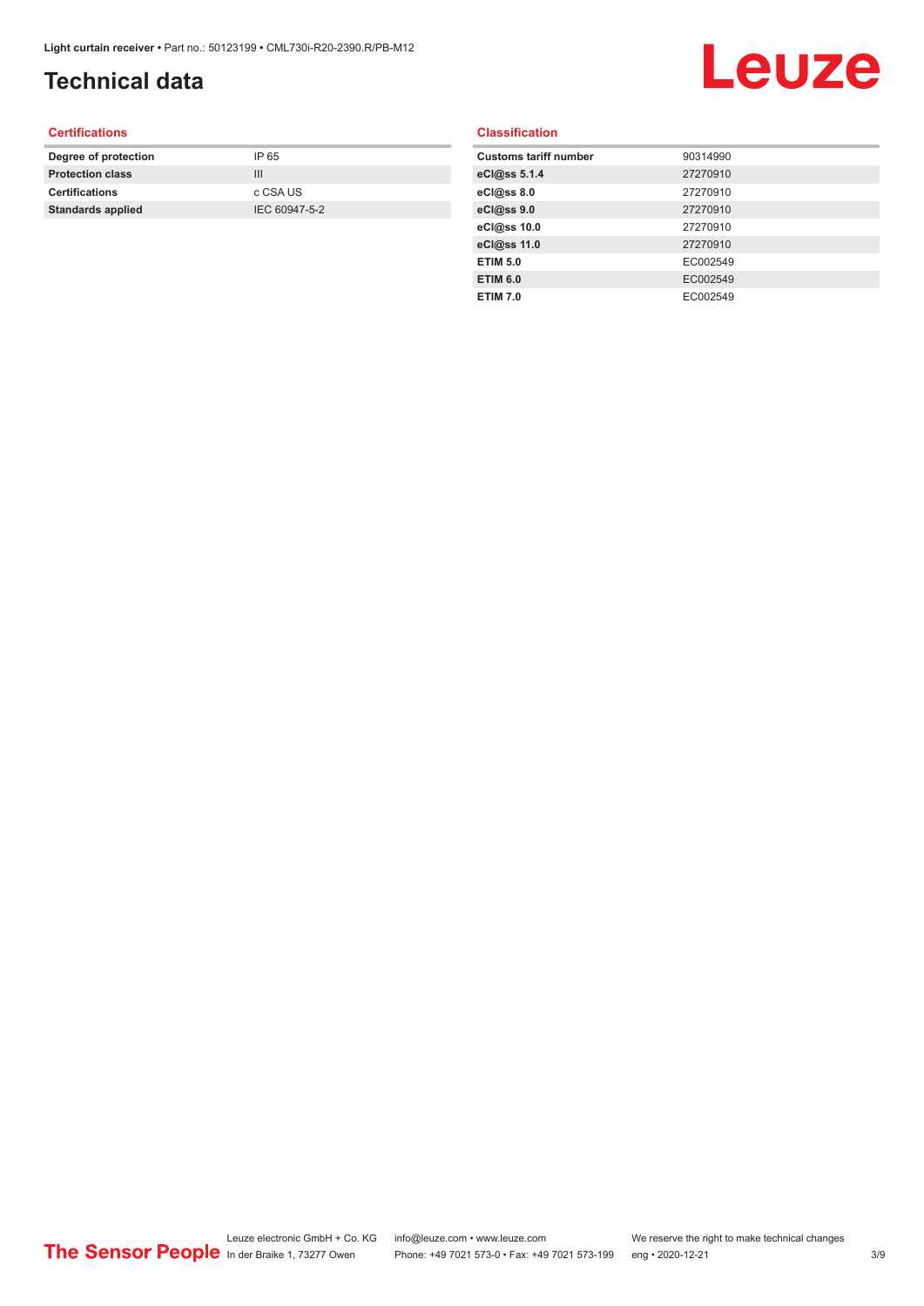# Technical data

## Certifications

| | |
|---|---|
| **Degree of protection** | IP 65 |
| **Protection class** | III |
| **Certifications** | c CSA US |
| **Standards applied** | IEC 60947-5-2 |

## Classification

| | |
|---|---|
| **Customs tariff number** | 90314990 |
| **eCl@ss 5.1.4** | 27270910 |
| **eCl@ss 8.0** | 27270910 |
| **eCl@ss 9.0** | 27270910 |
| **eCl@ss 10.0** | 27270910 |
| **eCl@ss 11.0** | 27270910 |
| **ETIM 5.0** | EC002549 |
| **ETIM 6.0** | EC002549 |
| **ETIM 7.0** | EC002549 |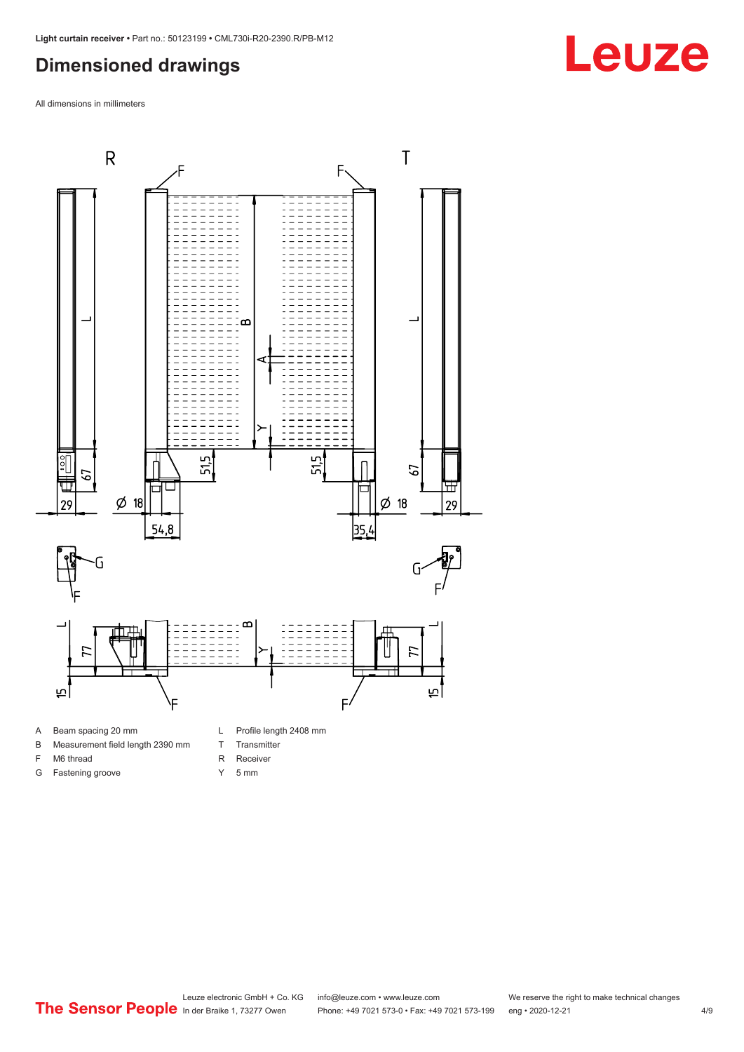## Dimensioned drawings

All dimensions in millimeters

| | | | |
|---|---|---|---|
| A | Beam spacing 20 mm | L | Profile length 2408 mm |
| B | Measurement field length 2390 mm | T | Transmitter |
| F | M6 thread | R | Receiver |
| G | Fastening groove | Y | 5 mm |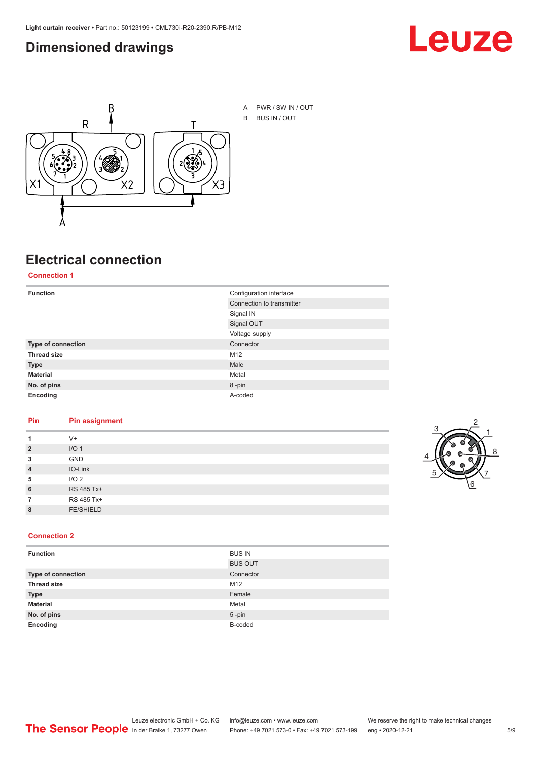# Dimensioned drawings

A PWR / SW IN / OUT

B BUS IN / OUT

# Electrical connection

## Connection 1

| Function | Configuration interface |
|---|---|
| | Connection to transmitter |
| | Signal IN |
| | Signal OUT |
| | Voltage supply |
| **Type of connection** | Connector |
| **Thread size** | M12 |
| **Type** | Male |
| **Material** | Metal |
| **No. of pins** | 8 -pin |
| **Encoding** | A-coded |

| Pin | Pin assignment |
|---|---|
| 1 | V+ |
| 2 | I/O 1 |
| 3 | GND |
| 4 | IO-Link |
| 5 | I/O 2 |
| 6 | RS 485 Tx+ |
| 7 | RS 485 Tx+ |
| 8 | FE/SHIELD |

## Connection 2

| Function | BUS IN |
|---|---|
| | BUS OUT |
| **Type of connection** | Connector |
| **Thread size** | M12 |
| **Type** | Female |
| **Material** | Metal |
| **No. of pins** | 5 -pin |
| **Encoding** | B-coded |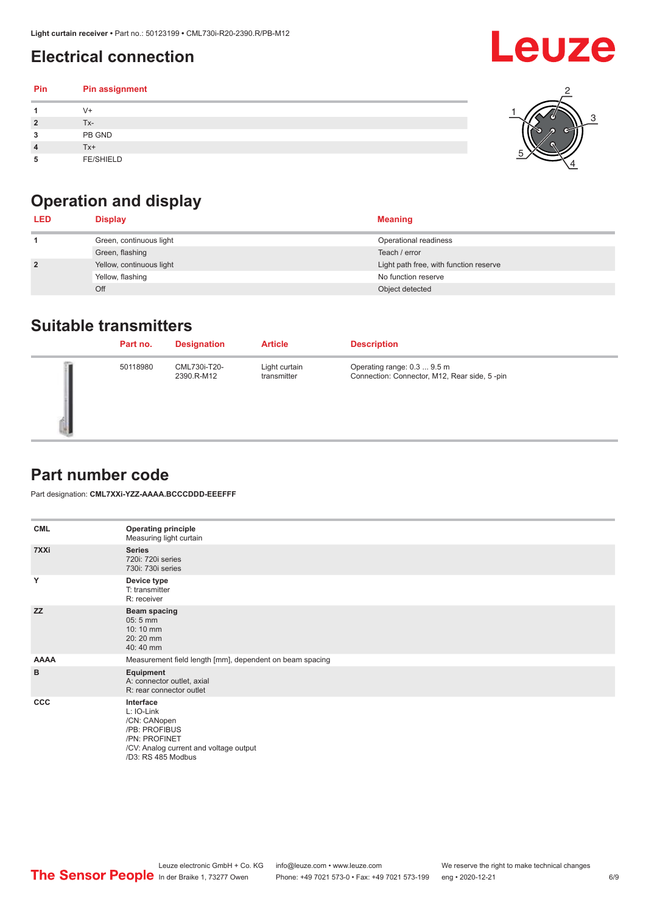## Electrical connection

| Pin | Pin assignment |
|---|---|
| 1 | V+ |
| 2 | Tx- |
| 3 | PB GND |
| 4 | Tx+ |
| 5 | FE/SHIELD |

## Operation and display

| LED | Display | Meaning |
|---|---|---|
| 1 | Green, continuous light | Operational readiness |
| | Green, flashing | Teach / error |
| 2 | Yellow, continuous light | Light path free, with function reserve |
| | Yellow, flashing | No function reserve |
| | Off | Object detected |

## Suitable transmitters

| | Part no. | Designation | Article | Description |
|---|---|---|---|---|
| | 50118980 | CML730i-T20-2390.R-M12 | Light curtain transmitter | Operating range: 0.3 ... 9.5 m<br>Connection: Connector, M12, Rear side, 5 -pin |

## Part number code

Part designation: **CML7XXi-YZZ-AAAA.BCCCDDD-EEEFFF**

| | |
|---|---|
| **CML** | **Operating principle**<br>Measuring light curtain |
| **7XXi** | **Series**<br>720i: 720i series<br>730i: 730i series |
| **Y** | **Device type**<br>T: transmitter<br>R: receiver |
| **ZZ** | **Beam spacing**<br>05: 5 mm<br>10: 10 mm<br>20: 20 mm<br>40: 40 mm |
| **AAAA** | Measurement field length [mm], dependent on beam spacing |
| **B** | **Equipment**<br>A: connector outlet, axial<br>R: rear connector outlet |
| **CCC** | **Interface**<br>L: IO-Link<br>/CN: CANopen<br>/PB: PROFIBUS<br>/PN: PROFINET<br>/CV: Analog current and voltage output<br>/D3: RS 485 Modbus |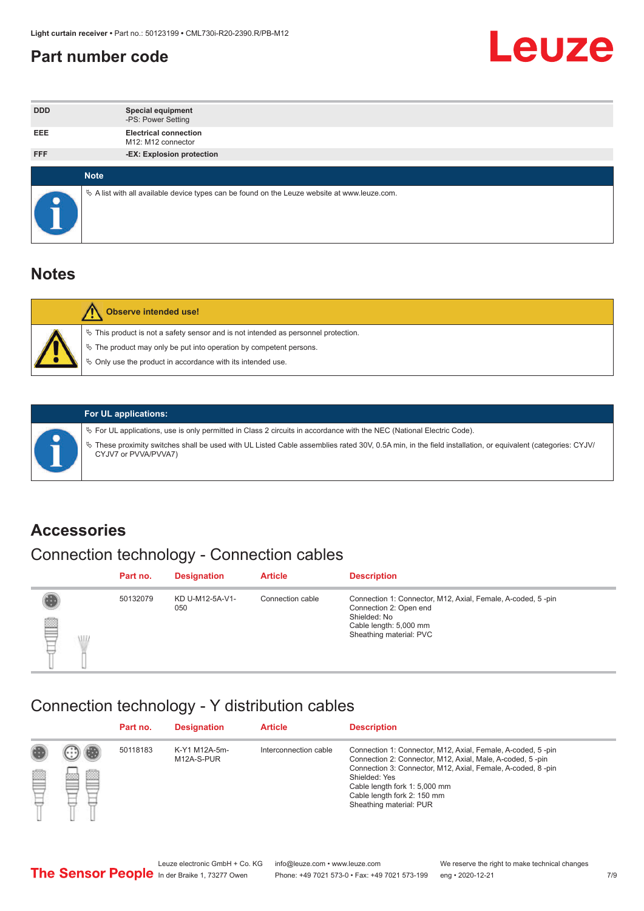## Part number code

| | |
|---|---|
| DDD | **Special equipment**<br>-PS: Power Setting |
| EEE | **Electrical connection**<br>M12: M12 connector |
| FFF | **-EX: Explosion protection** |

**Note**

✎ A list with all available device types can be found on the Leuze website at www.leuze.com.

# Notes

**Observe intended use!**

✎ This product is not a safety sensor and is not intended as personnel protection.

✎ The product may only be put into operation by competent persons.

✎ Only use the product in accordance with its intended use.

**For UL applications:**

✎ For UL applications, use is only permitted in Class 2 circuits in accordance with the NEC (National Electric Code).

✎ These proximity switches shall be used with UL Listed Cable assemblies rated 30V, 0.5A min, in the field installation, or equivalent (categories: CYJV/CYJV7 or PVVA/PVVA7)

# Accessories

## Connection technology - Connection cables

| Part no. | Designation | Article | Description |
|---|---|---|---|
| 50132079 | KD U-M12-5A-V1-050 | Connection cable | Connection 1: Connector, M12, Axial, Female, A-coded, 5 -pin<br>Connection 2: Open end<br>Shielded: No<br>Cable length: 5,000 mm<br>Sheathing material: PVC |

## Connection technology - Y distribution cables

| Part no. | Designation | Article | Description |
|---|---|---|---|
| 50118183 | K-Y1 M12A-5m-M12A-S-PUR | Interconnection cable | Connection 1: Connector, M12, Axial, Female, A-coded, 5 -pin<br>Connection 2: Connector, M12, Axial, Male, A-coded, 5 -pin<br>Connection 3: Connector, M12, Axial, Female, A-coded, 8 -pin<br>Shielded: Yes<br>Cable length fork 1: 5,000 mm<br>Cable length fork 2: 150 mm<br>Sheathing material: PUR |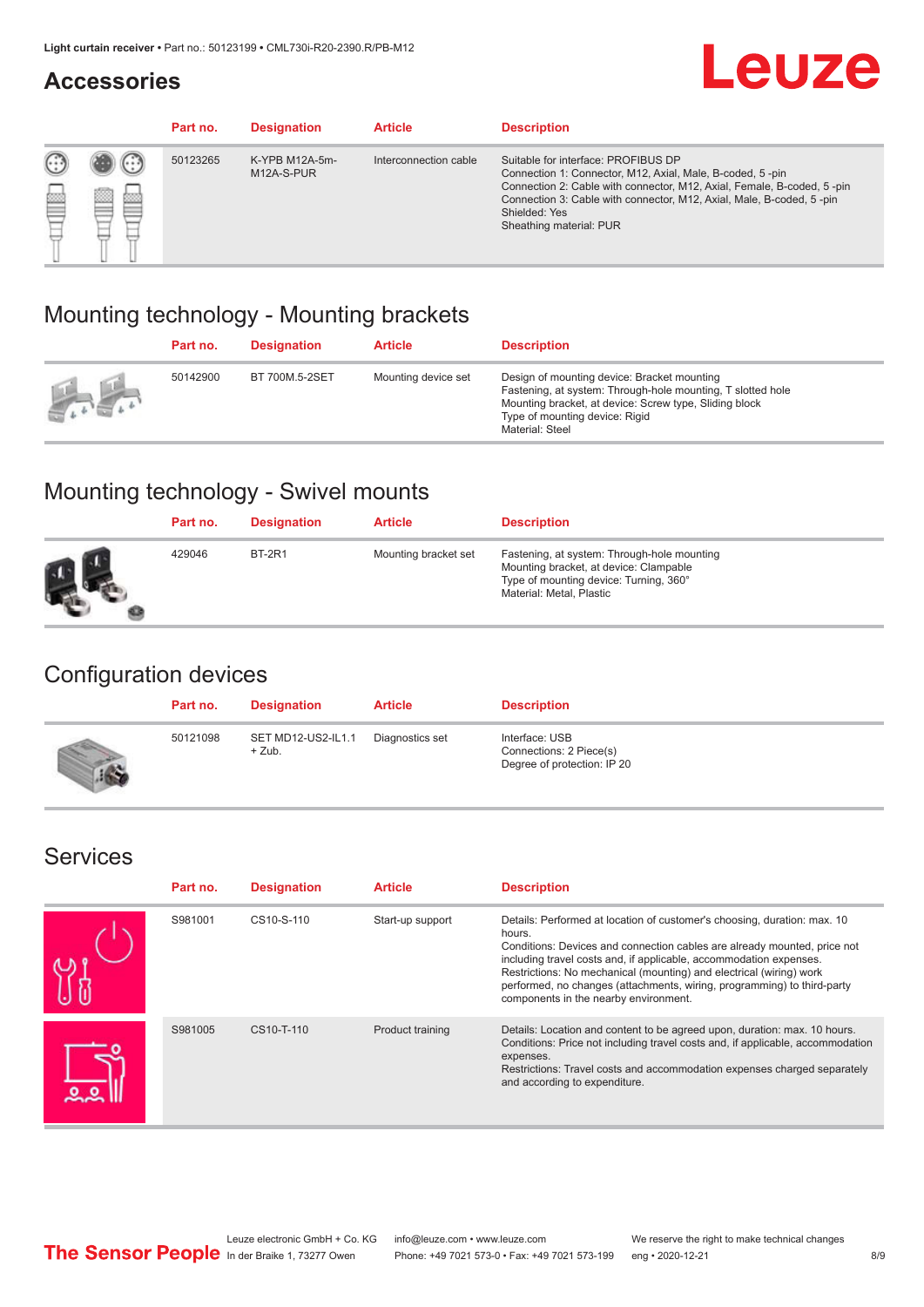## Accessories

| Part no. | Designation | Article | Description |
|---|---|---|---|
| 50123265 | K-YPB M12A-5m-M12A-S-PUR | Interconnection cable | Suitable for interface: PROFIBUS DP<br>Connection 1: Connector, M12, Axial, Male, B-coded, 5 -pin<br>Connection 2: Cable with connector, M12, Axial, Female, B-coded, 5 -pin<br>Connection 3: Cable with connector, M12, Axial, Male, B-coded, 5 -pin<br>Shielded: Yes<br>Sheathing material: PUR |

## Mounting technology - Mounting brackets

| Part no. | Designation | Article | Description |
|---|---|---|---|
| 50142900 | BT 700M.5-2SET | Mounting device set | Design of mounting device: Bracket mounting<br>Fastening, at system: Through-hole mounting, T slotted hole<br>Mounting bracket, at device: Screw type, Sliding block<br>Type of mounting device: Rigid<br>Material: Steel |

## Mounting technology - Swivel mounts

| Part no. | Designation | Article | Description |
|---|---|---|---|
| 429046 | BT-2R1 | Mounting bracket set | Fastening, at system: Through-hole mounting<br>Mounting bracket, at device: Clampable<br>Type of mounting device: Turning, 360°<br>Material: Metal, Plastic |

## Configuration devices

| Part no. | Designation | Article | Description |
|---|---|---|---|
| 50121098 | SET MD12-US2-IL1.1 + Zub. | Diagnostics set | Interface: USB<br>Connections: 2 Piece(s)<br>Degree of protection: IP 20 |

## Services

| Part no. | Designation | Article | Description |
|---|---|---|---|
| S981001 | CS10-S-110 | Start-up support | Details: Performed at location of customer's choosing, duration: max. 10 hours.<br>Conditions: Devices and connection cables are already mounted, price not including travel costs and, if applicable, accommodation expenses.<br>Restrictions: No mechanical (mounting) and electrical (wiring) work performed, no changes (attachments, wiring, programming) to third-party components in the nearby environment. |
| S981005 | CS10-T-110 | Product training | Details: Location and content to be agreed upon, duration: max. 10 hours.<br>Conditions: Price not including travel costs and, if applicable, accommodation expenses.<br>Restrictions: Travel costs and accommodation expenses charged separately and according to expenditure. |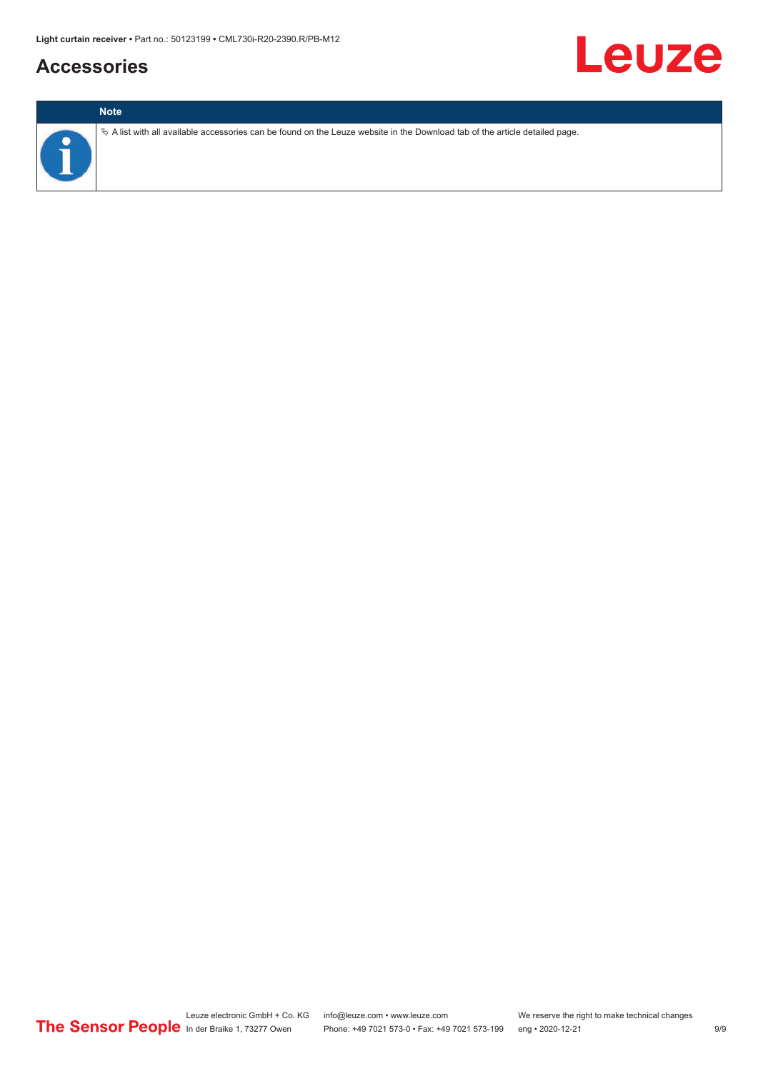## Accessories

**Note**

A list with all available accessories can be found on the Leuze website in the Download tab of the article detailed page.